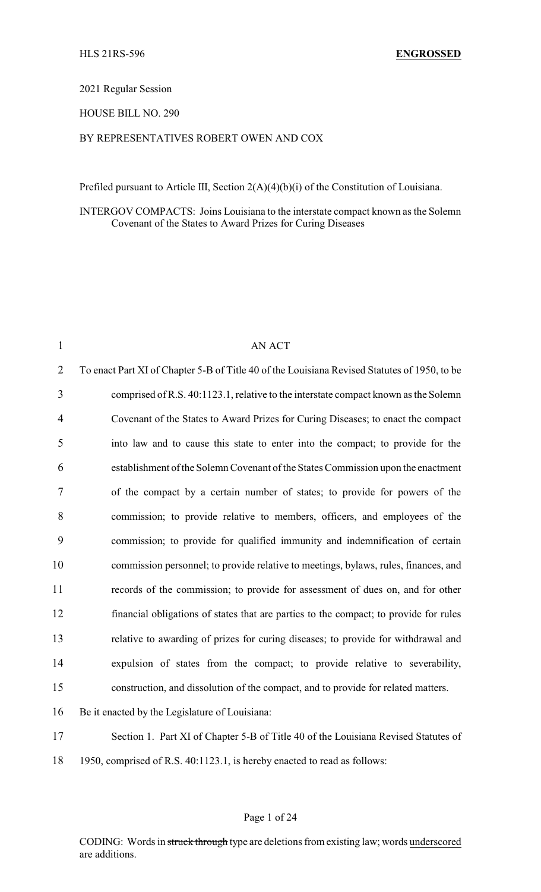HLS 21RS-596 **ENGROSSED**

2021 Regular Session

HOUSE BILL NO. 290

BY REPRESENTATIVES ROBERT OWEN AND COX

Prefiled pursuant to Article III, Section 2(A)(4)(b)(i) of the Constitution of Louisiana.

INTERGOV COMPACTS: Joins Louisiana to the interstate compact known as the Solemn Covenant of the States to Award Prizes for Curing Diseases

AN ACT

To enact Part XI of Chapter 5-B of Title 40 of the Louisiana Revised Statutes of 1950, to be comprised of R.S. 40:1123.1, relative to the interstate compact known as the Solemn Covenant of the States to Award Prizes for Curing Diseases; to enact the compact into law and to cause this state to enter into the compact; to provide for the establishment of the Solemn Covenant of the States Commission upon the enactment of the compact by a certain number of states; to provide for powers of the commission; to provide relative to members, officers, and employees of the commission; to provide for qualified immunity and indemnification of certain commission personnel; to provide relative to meetings, bylaws, rules, finances, and records of the commission; to provide for assessment of dues on, and for other financial obligations of states that are parties to the compact; to provide for rules relative to awarding of prizes for curing diseases; to provide for withdrawal and expulsion of states from the compact; to provide relative to severability, construction, and dissolution of the compact, and to provide for related matters.

Be it enacted by the Legislature of Louisiana:

Section 1. Part XI of Chapter 5-B of Title 40 of the Louisiana Revised Statutes of 1950, comprised of R.S. 40:1123.1, is hereby enacted to read as follows:

CODING: Words in ~~struck through~~ type are deletions from existing law; words underscored are additions.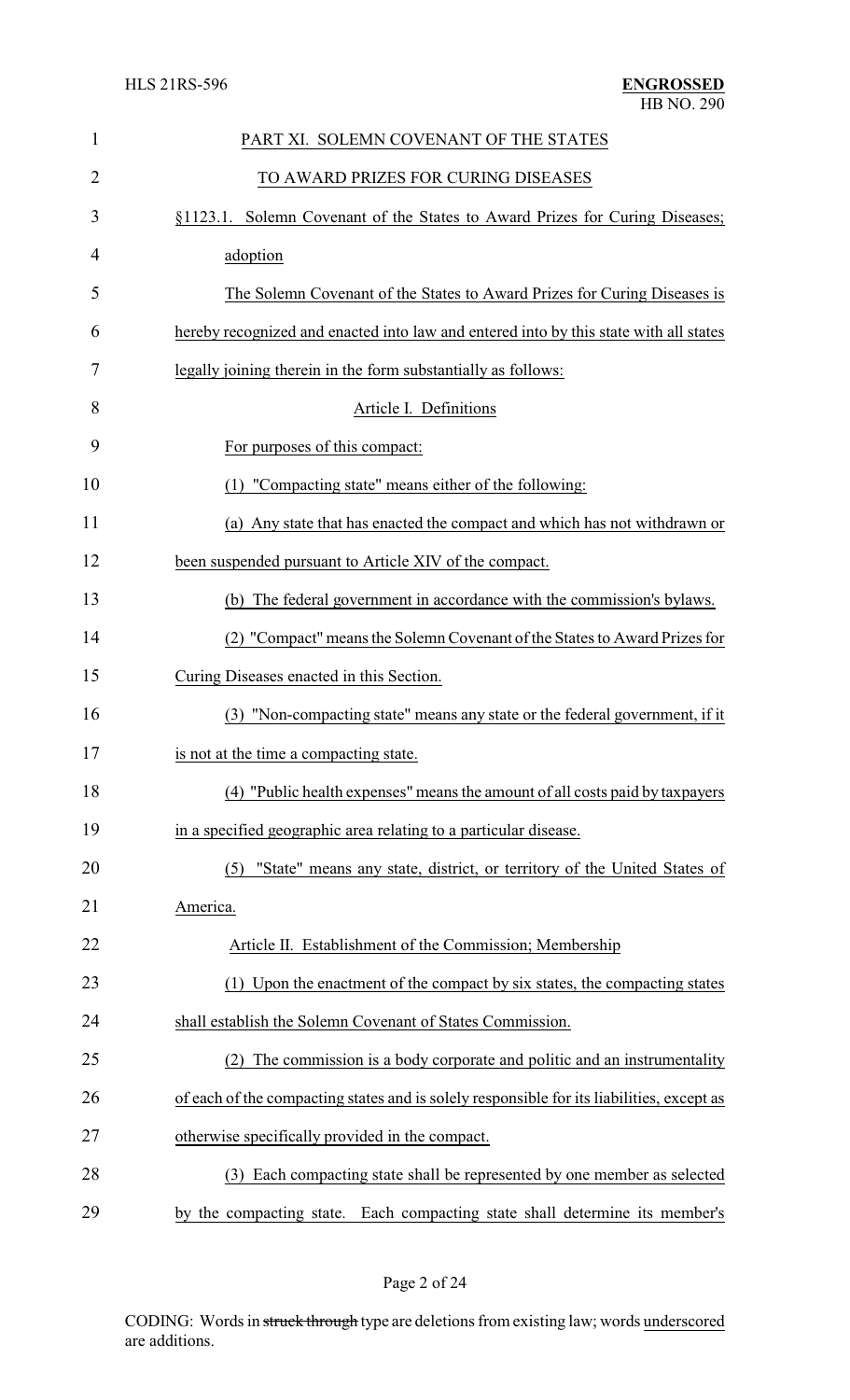PART XI. SOLEMN COVENANT OF THE STATES

TO AWARD PRIZES FOR CURING DISEASES

§1123.1. Solemn Covenant of the States to Award Prizes for Curing Diseases; adoption

The Solemn Covenant of the States to Award Prizes for Curing Diseases is hereby recognized and enacted into law and entered into by this state with all states legally joining therein in the form substantially as follows:

Article I. Definitions

For purposes of this compact:

(1) "Compacting state" means either of the following:

(a) Any state that has enacted the compact and which has not withdrawn or been suspended pursuant to Article XIV of the compact.

(b) The federal government in accordance with the commission's bylaws.

(2) "Compact" means the Solemn Covenant of the States to Award Prizes for Curing Diseases enacted in this Section.

(3) "Non-compacting state" means any state or the federal government, if it is not at the time a compacting state.

(4) "Public health expenses" means the amount of all costs paid by taxpayers in a specified geographic area relating to a particular disease.

(5) "State" means any state, district, or territory of the United States of America.

Article II. Establishment of the Commission; Membership

(1) Upon the enactment of the compact by six states, the compacting states shall establish the Solemn Covenant of States Commission.

(2) The commission is a body corporate and politic and an instrumentality of each of the compacting states and is solely responsible for its liabilities, except as otherwise specifically provided in the compact.

(3) Each compacting state shall be represented by one member as selected by the compacting state. Each compacting state shall determine its member's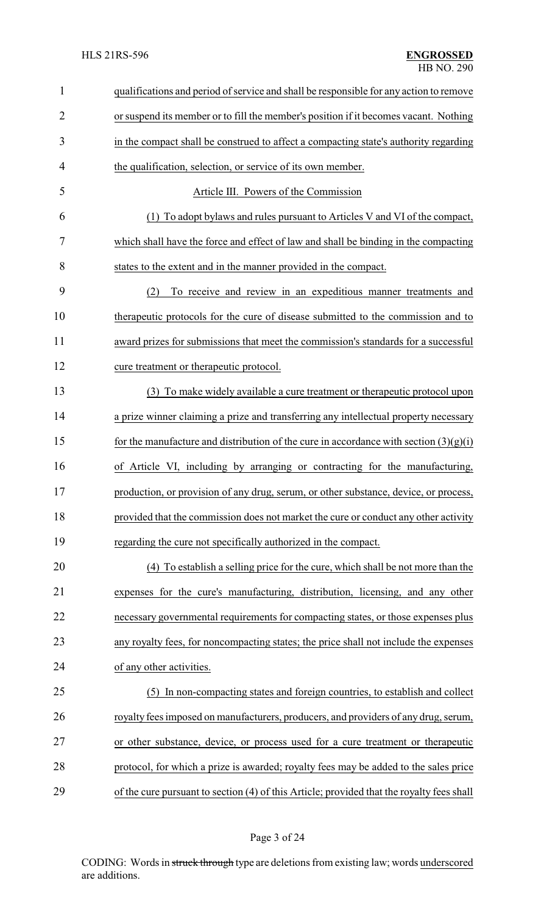qualifications and period of service and shall be responsible for any action to remove or suspend its member or to fill the member's position if it becomes vacant. Nothing in the compact shall be construed to affect a compacting state's authority regarding the qualification, selection, or service of its own member.

Article III. Powers of the Commission

(1) To adopt bylaws and rules pursuant to Articles V and VI of the compact, which shall have the force and effect of law and shall be binding in the compacting states to the extent and in the manner provided in the compact.

(2) To receive and review in an expeditious manner treatments and therapeutic protocols for the cure of disease submitted to the commission and to award prizes for submissions that meet the commission's standards for a successful cure treatment or therapeutic protocol.

(3) To make widely available a cure treatment or therapeutic protocol upon a prize winner claiming a prize and transferring any intellectual property necessary for the manufacture and distribution of the cure in accordance with section (3)(g)(i) of Article VI, including by arranging or contracting for the manufacturing, production, or provision of any drug, serum, or other substance, device, or process, provided that the commission does not market the cure or conduct any other activity regarding the cure not specifically authorized in the compact.

(4) To establish a selling price for the cure, which shall be not more than the expenses for the cure's manufacturing, distribution, licensing, and any other necessary governmental requirements for compacting states, or those expenses plus any royalty fees, for noncompacting states; the price shall not include the expenses of any other activities.

(5) In non-compacting states and foreign countries, to establish and collect royalty fees imposed on manufacturers, producers, and providers of any drug, serum, or other substance, device, or process used for a cure treatment or therapeutic protocol, for which a prize is awarded; royalty fees may be added to the sales price of the cure pursuant to section (4) of this Article; provided that the royalty fees shall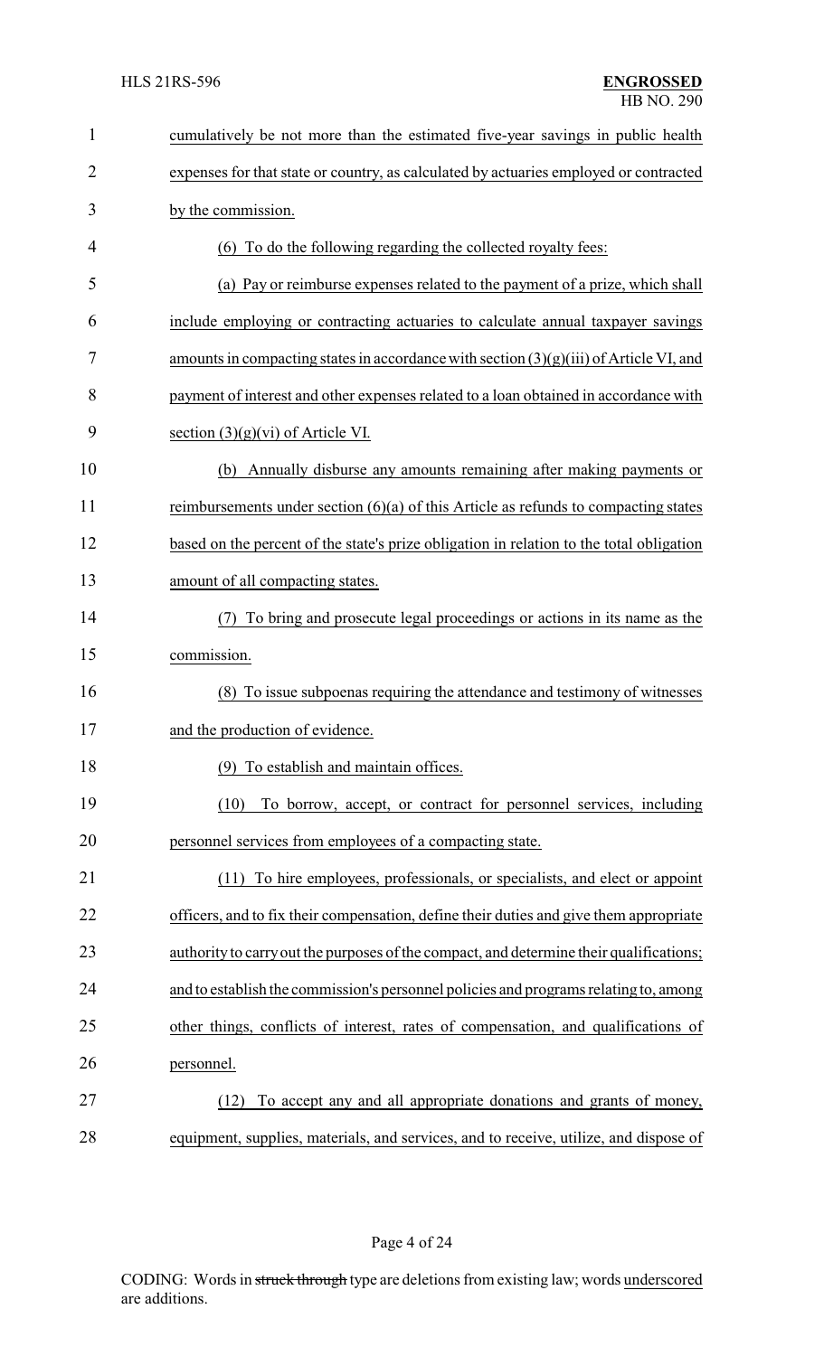cumulatively be not more than the estimated five-year savings in public health expenses for that state or country, as calculated by actuaries employed or contracted by the commission.

(6) To do the following regarding the collected royalty fees:

(a) Pay or reimburse expenses related to the payment of a prize, which shall include employing or contracting actuaries to calculate annual taxpayer savings amounts in compacting states in accordance with section (3)(g)(iii) of Article VI, and payment of interest and other expenses related to a loan obtained in accordance with section (3)(g)(vi) of Article VI.

(b) Annually disburse any amounts remaining after making payments or reimbursements under section (6)(a) of this Article as refunds to compacting states based on the percent of the state's prize obligation in relation to the total obligation amount of all compacting states.

(7) To bring and prosecute legal proceedings or actions in its name as the commission.

(8) To issue subpoenas requiring the attendance and testimony of witnesses and the production of evidence.

(9) To establish and maintain offices.

(10) To borrow, accept, or contract for personnel services, including personnel services from employees of a compacting state.

(11) To hire employees, professionals, or specialists, and elect or appoint officers, and to fix their compensation, define their duties and give them appropriate authority to carry out the purposes of the compact, and determine their qualifications; and to establish the commission's personnel policies and programs relating to, among other things, conflicts of interest, rates of compensation, and qualifications of personnel.

(12) To accept any and all appropriate donations and grants of money, equipment, supplies, materials, and services, and to receive, utilize, and dispose of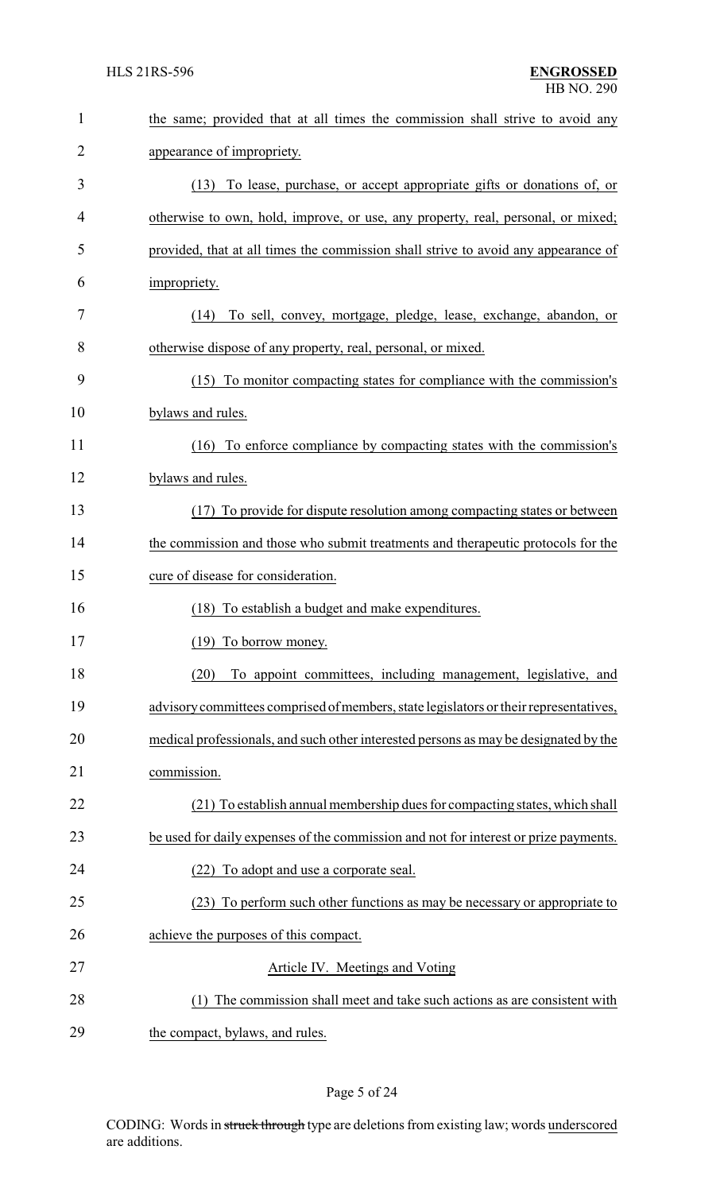the same; provided that at all times the commission shall strive to avoid any appearance of impropriety.

(13) To lease, purchase, or accept appropriate gifts or donations of, or otherwise to own, hold, improve, or use, any property, real, personal, or mixed; provided, that at all times the commission shall strive to avoid any appearance of impropriety.

(14) To sell, convey, mortgage, pledge, lease, exchange, abandon, or otherwise dispose of any property, real, personal, or mixed.

(15) To monitor compacting states for compliance with the commission's bylaws and rules.

(16) To enforce compliance by compacting states with the commission's bylaws and rules.

(17) To provide for dispute resolution among compacting states or between the commission and those who submit treatments and therapeutic protocols for the cure of disease for consideration.

(18) To establish a budget and make expenditures.

(19) To borrow money.

(20) To appoint committees, including management, legislative, and advisory committees comprised of members, state legislators or their representatives, medical professionals, and such other interested persons as may be designated by the commission.

(21) To establish annual membership dues for compacting states, which shall be used for daily expenses of the commission and not for interest or prize payments.

(22) To adopt and use a corporate seal.

(23) To perform such other functions as may be necessary or appropriate to achieve the purposes of this compact.

Article IV. Meetings and Voting

(1) The commission shall meet and take such actions as are consistent with the compact, bylaws, and rules.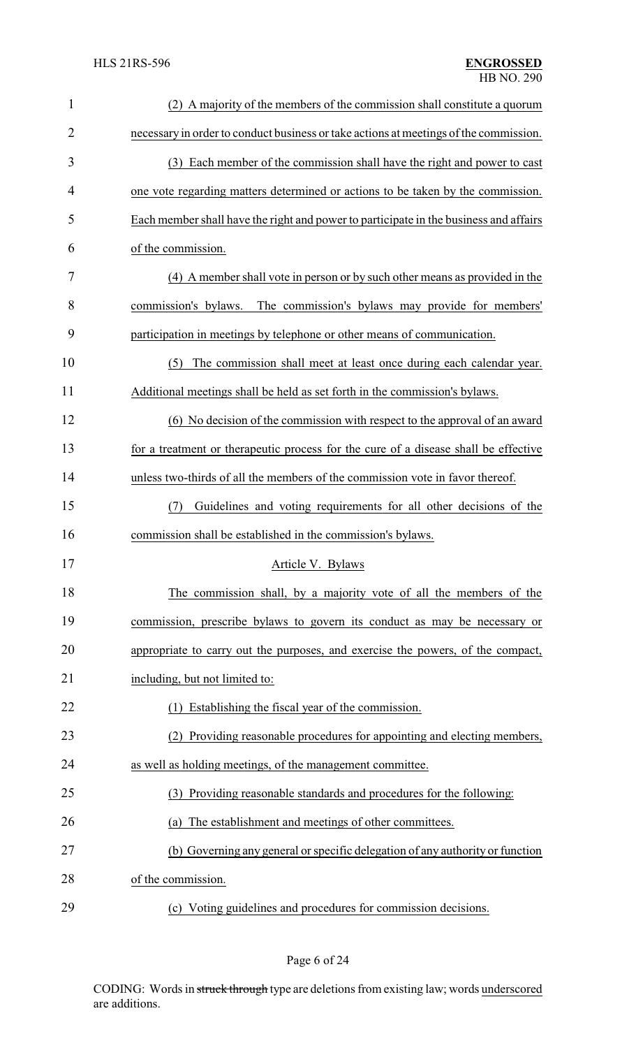(2) A majority of the members of the commission shall constitute a quorum necessary in order to conduct business or take actions at meetings of the commission.

(3) Each member of the commission shall have the right and power to cast one vote regarding matters determined or actions to be taken by the commission. Each member shall have the right and power to participate in the business and affairs of the commission.

(4) A member shall vote in person or by such other means as provided in the commission's bylaws. The commission's bylaws may provide for members' participation in meetings by telephone or other means of communication.

(5) The commission shall meet at least once during each calendar year. Additional meetings shall be held as set forth in the commission's bylaws.

(6) No decision of the commission with respect to the approval of an award for a treatment or therapeutic process for the cure of a disease shall be effective unless two-thirds of all the members of the commission vote in favor thereof.

(7) Guidelines and voting requirements for all other decisions of the commission shall be established in the commission's bylaws.

Article V. Bylaws

The commission shall, by a majority vote of all the members of the commission, prescribe bylaws to govern its conduct as may be necessary or appropriate to carry out the purposes, and exercise the powers, of the compact, including, but not limited to:

(1) Establishing the fiscal year of the commission.

(2) Providing reasonable procedures for appointing and electing members, as well as holding meetings, of the management committee.

(3) Providing reasonable standards and procedures for the following:

(a) The establishment and meetings of other committees.

(b) Governing any general or specific delegation of any authority or function of the commission.

(c) Voting guidelines and procedures for commission decisions.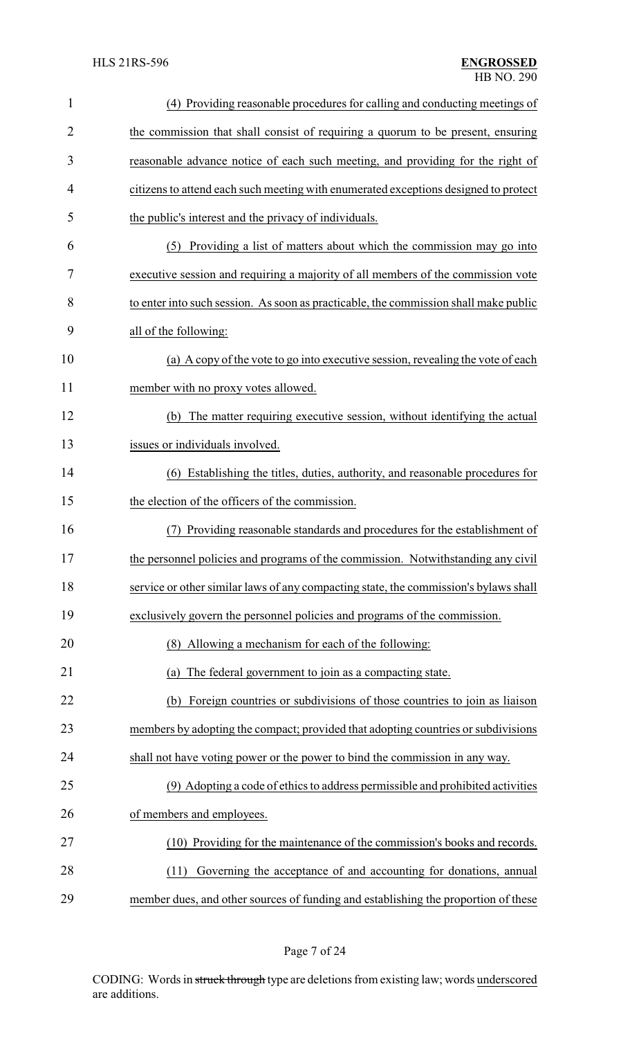(4) Providing reasonable procedures for calling and conducting meetings of the commission that shall consist of requiring a quorum to be present, ensuring reasonable advance notice of each such meeting, and providing for the right of citizens to attend each such meeting with enumerated exceptions designed to protect the public's interest and the privacy of individuals.

(5) Providing a list of matters about which the commission may go into executive session and requiring a majority of all members of the commission vote to enter into such session. As soon as practicable, the commission shall make public all of the following:

(a) A copy of the vote to go into executive session, revealing the vote of each member with no proxy votes allowed.

(b) The matter requiring executive session, without identifying the actual issues or individuals involved.

(6) Establishing the titles, duties, authority, and reasonable procedures for the election of the officers of the commission.

(7) Providing reasonable standards and procedures for the establishment of the personnel policies and programs of the commission. Notwithstanding any civil service or other similar laws of any compacting state, the commission's bylaws shall exclusively govern the personnel policies and programs of the commission.

(8) Allowing a mechanism for each of the following:

(a) The federal government to join as a compacting state.

(b) Foreign countries or subdivisions of those countries to join as liaison members by adopting the compact; provided that adopting countries or subdivisions shall not have voting power or the power to bind the commission in any way.

(9) Adopting a code of ethics to address permissible and prohibited activities of members and employees.

(10) Providing for the maintenance of the commission's books and records.

(11) Governing the acceptance of and accounting for donations, annual member dues, and other sources of funding and establishing the proportion of these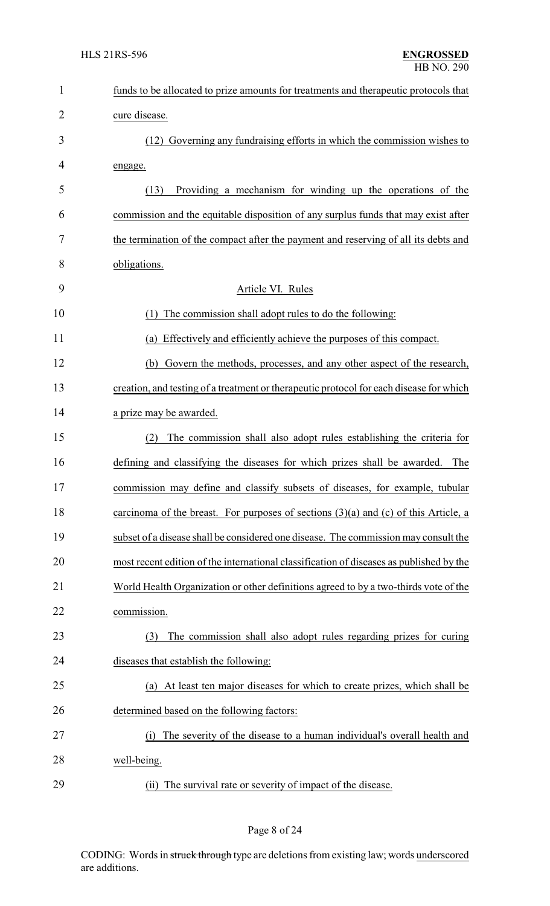funds to be allocated to prize amounts for treatments and therapeutic protocols that cure disease.

(12) Governing any fundraising efforts in which the commission wishes to engage.

(13) Providing a mechanism for winding up the operations of the commission and the equitable disposition of any surplus funds that may exist after the termination of the compact after the payment and reserving of all its debts and obligations.

Article VI. Rules

(1) The commission shall adopt rules to do the following:

(a) Effectively and efficiently achieve the purposes of this compact.

(b) Govern the methods, processes, and any other aspect of the research, creation, and testing of a treatment or therapeutic protocol for each disease for which a prize may be awarded.

(2) The commission shall also adopt rules establishing the criteria for defining and classifying the diseases for which prizes shall be awarded. The commission may define and classify subsets of diseases, for example, tubular carcinoma of the breast. For purposes of sections (3)(a) and (c) of this Article, a subset of a disease shall be considered one disease. The commission may consult the most recent edition of the international classification of diseases as published by the World Health Organization or other definitions agreed to by a two-thirds vote of the commission.

(3) The commission shall also adopt rules regarding prizes for curing diseases that establish the following:

(a) At least ten major diseases for which to create prizes, which shall be determined based on the following factors:

(i) The severity of the disease to a human individual's overall health and well-being.

(ii) The survival rate or severity of impact of the disease.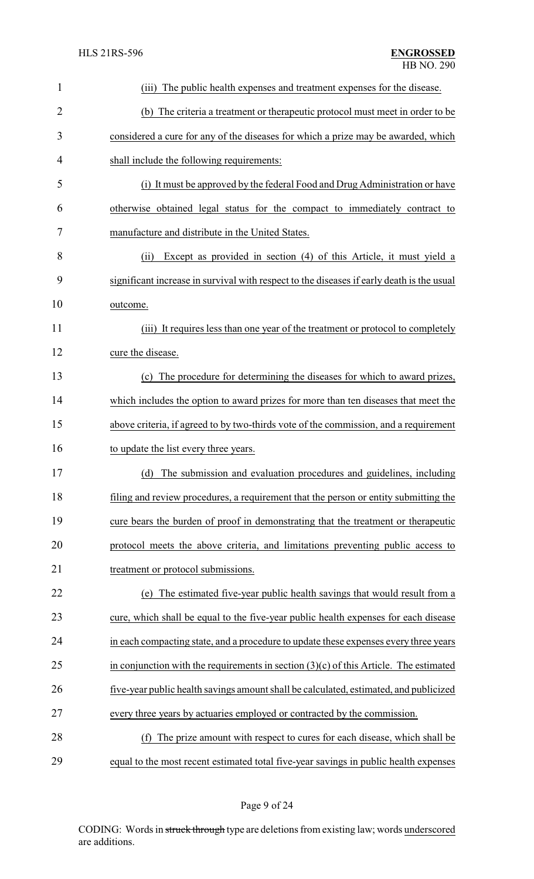(iii) The public health expenses and treatment expenses for the disease.

(b) The criteria a treatment or therapeutic protocol must meet in order to be considered a cure for any of the diseases for which a prize may be awarded, which shall include the following requirements:

(i) It must be approved by the federal Food and Drug Administration or have otherwise obtained legal status for the compact to immediately contract to manufacture and distribute in the United States.

(ii) Except as provided in section (4) of this Article, it must yield a significant increase in survival with respect to the diseases if early death is the usual outcome.

(iii) It requires less than one year of the treatment or protocol to completely cure the disease.

(c) The procedure for determining the diseases for which to award prizes, which includes the option to award prizes for more than ten diseases that meet the above criteria, if agreed to by two-thirds vote of the commission, and a requirement to update the list every three years.

(d) The submission and evaluation procedures and guidelines, including filing and review procedures, a requirement that the person or entity submitting the cure bears the burden of proof in demonstrating that the treatment or therapeutic protocol meets the above criteria, and limitations preventing public access to treatment or protocol submissions.

(e) The estimated five-year public health savings that would result from a cure, which shall be equal to the five-year public health expenses for each disease in each compacting state, and a procedure to update these expenses every three years in conjunction with the requirements in section (3)(c) of this Article. The estimated five-year public health savings amount shall be calculated, estimated, and publicized every three years by actuaries employed or contracted by the commission.

(f) The prize amount with respect to cures for each disease, which shall be equal to the most recent estimated total five-year savings in public health expenses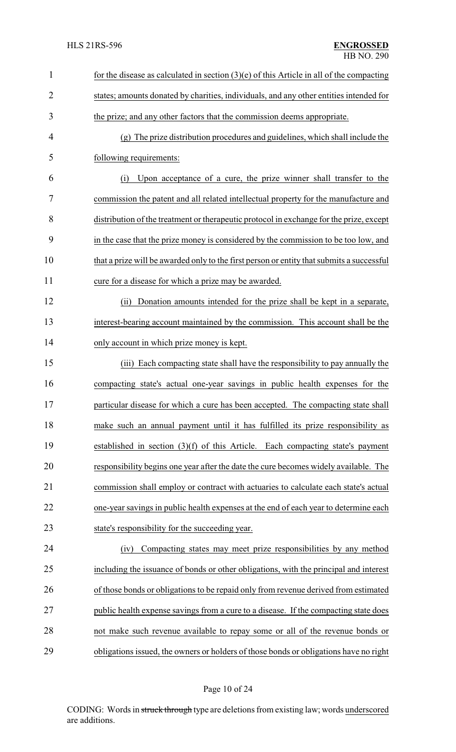for the disease as calculated in section (3)(e) of this Article in all of the compacting states; amounts donated by charities, individuals, and any other entities intended for the prize; and any other factors that the commission deems appropriate.

(g) The prize distribution procedures and guidelines, which shall include the following requirements:

(i) Upon acceptance of a cure, the prize winner shall transfer to the commission the patent and all related intellectual property for the manufacture and distribution of the treatment or therapeutic protocol in exchange for the prize, except in the case that the prize money is considered by the commission to be too low, and that a prize will be awarded only to the first person or entity that submits a successful cure for a disease for which a prize may be awarded.

(ii) Donation amounts intended for the prize shall be kept in a separate, interest-bearing account maintained by the commission. This account shall be the only account in which prize money is kept.

(iii) Each compacting state shall have the responsibility to pay annually the compacting state's actual one-year savings in public health expenses for the particular disease for which a cure has been accepted. The compacting state shall make such an annual payment until it has fulfilled its prize responsibility as established in section (3)(f) of this Article. Each compacting state's payment responsibility begins one year after the date the cure becomes widely available. The commission shall employ or contract with actuaries to calculate each state's actual one-year savings in public health expenses at the end of each year to determine each state's responsibility for the succeeding year.

(iv) Compacting states may meet prize responsibilities by any method including the issuance of bonds or other obligations, with the principal and interest of those bonds or obligations to be repaid only from revenue derived from estimated public health expense savings from a cure to a disease. If the compacting state does not make such revenue available to repay some or all of the revenue bonds or obligations issued, the owners or holders of those bonds or obligations have no right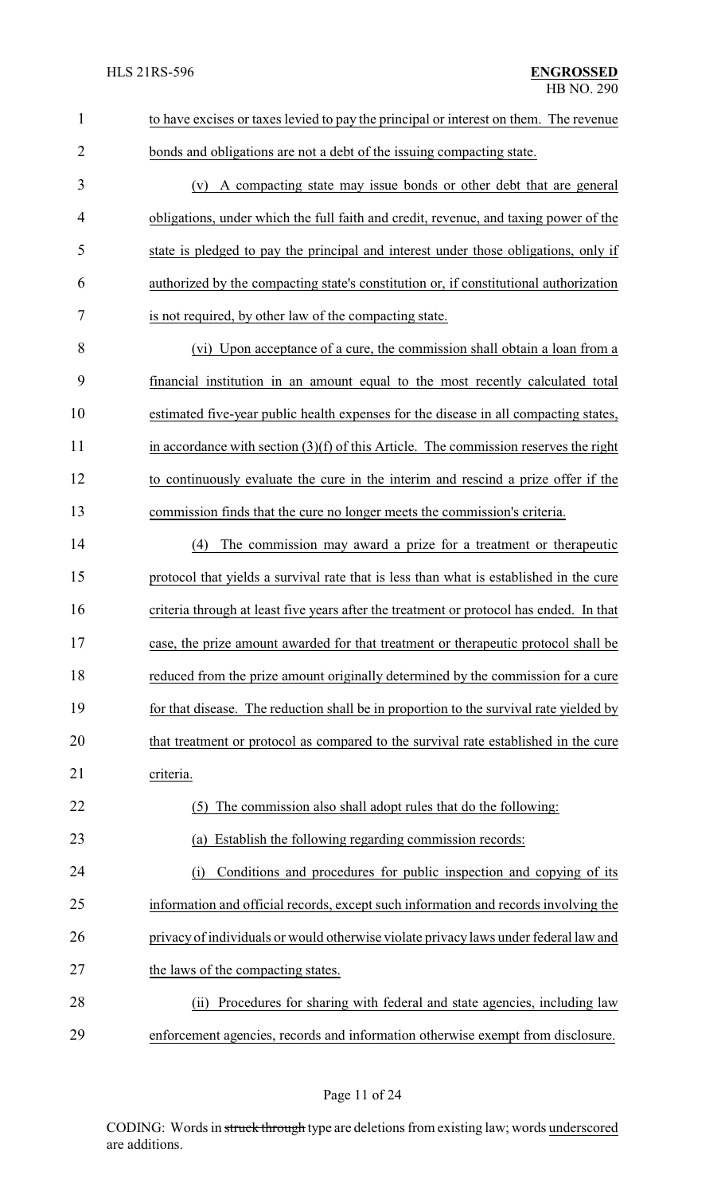to have excises or taxes levied to pay the principal or interest on them. The revenue bonds and obligations are not a debt of the issuing compacting state.

(v) A compacting state may issue bonds or other debt that are general obligations, under which the full faith and credit, revenue, and taxing power of the state is pledged to pay the principal and interest under those obligations, only if authorized by the compacting state's constitution or, if constitutional authorization is not required, by other law of the compacting state.

(vi) Upon acceptance of a cure, the commission shall obtain a loan from a financial institution in an amount equal to the most recently calculated total estimated five-year public health expenses for the disease in all compacting states, in accordance with section (3)(f) of this Article. The commission reserves the right to continuously evaluate the cure in the interim and rescind a prize offer if the commission finds that the cure no longer meets the commission's criteria.

(4) The commission may award a prize for a treatment or therapeutic protocol that yields a survival rate that is less than what is established in the cure criteria through at least five years after the treatment or protocol has ended. In that case, the prize amount awarded for that treatment or therapeutic protocol shall be reduced from the prize amount originally determined by the commission for a cure for that disease. The reduction shall be in proportion to the survival rate yielded by that treatment or protocol as compared to the survival rate established in the cure criteria.

(5) The commission also shall adopt rules that do the following:

(a) Establish the following regarding commission records:

(i) Conditions and procedures for public inspection and copying of its information and official records, except such information and records involving the privacy of individuals or would otherwise violate privacy laws under federal law and the laws of the compacting states.

(ii) Procedures for sharing with federal and state agencies, including law enforcement agencies, records and information otherwise exempt from disclosure.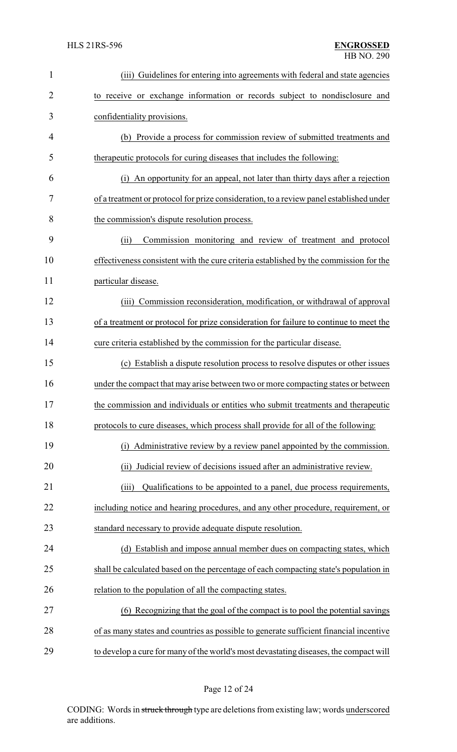(iii) Guidelines for entering into agreements with federal and state agencies to receive or exchange information or records subject to nondisclosure and confidentiality provisions.

(b) Provide a process for commission review of submitted treatments and therapeutic protocols for curing diseases that includes the following:

(i) An opportunity for an appeal, not later than thirty days after a rejection of a treatment or protocol for prize consideration, to a review panel established under the commission's dispute resolution process.

(ii) Commission monitoring and review of treatment and protocol effectiveness consistent with the cure criteria established by the commission for the particular disease.

(iii) Commission reconsideration, modification, or withdrawal of approval of a treatment or protocol for prize consideration for failure to continue to meet the cure criteria established by the commission for the particular disease.

(c) Establish a dispute resolution process to resolve disputes or other issues under the compact that may arise between two or more compacting states or between the commission and individuals or entities who submit treatments and therapeutic protocols to cure diseases, which process shall provide for all of the following:

(i) Administrative review by a review panel appointed by the commission.

(ii) Judicial review of decisions issued after an administrative review.

(iii) Qualifications to be appointed to a panel, due process requirements, including notice and hearing procedures, and any other procedure, requirement, or standard necessary to provide adequate dispute resolution.

(d) Establish and impose annual member dues on compacting states, which shall be calculated based on the percentage of each compacting state's population in relation to the population of all the compacting states.

(6) Recognizing that the goal of the compact is to pool the potential savings of as many states and countries as possible to generate sufficient financial incentive to develop a cure for many of the world's most devastating diseases, the compact will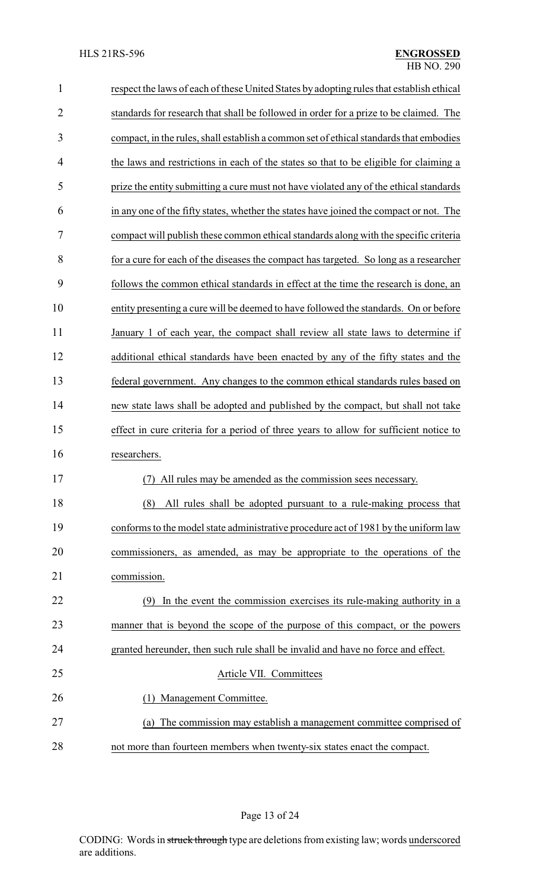respect the laws of each of these United States by adopting rules that establish ethical standards for research that shall be followed in order for a prize to be claimed. The compact, in the rules, shall establish a common set of ethical standards that embodies the laws and restrictions in each of the states so that to be eligible for claiming a prize the entity submitting a cure must not have violated any of the ethical standards in any one of the fifty states, whether the states have joined the compact or not. The compact will publish these common ethical standards along with the specific criteria for a cure for each of the diseases the compact has targeted. So long as a researcher follows the common ethical standards in effect at the time the research is done, an entity presenting a cure will be deemed to have followed the standards. On or before January 1 of each year, the compact shall review all state laws to determine if additional ethical standards have been enacted by any of the fifty states and the federal government. Any changes to the common ethical standards rules based on new state laws shall be adopted and published by the compact, but shall not take effect in cure criteria for a period of three years to allow for sufficient notice to researchers.

(7) All rules may be amended as the commission sees necessary.

(8) All rules shall be adopted pursuant to a rule-making process that conforms to the model state administrative procedure act of 1981 by the uniform law commissioners, as amended, as may be appropriate to the operations of the commission.

(9) In the event the commission exercises its rule-making authority in a manner that is beyond the scope of the purpose of this compact, or the powers granted hereunder, then such rule shall be invalid and have no force and effect.

Article VII. Committees

(1) Management Committee.

(a) The commission may establish a management committee comprised of not more than fourteen members when twenty-six states enact the compact.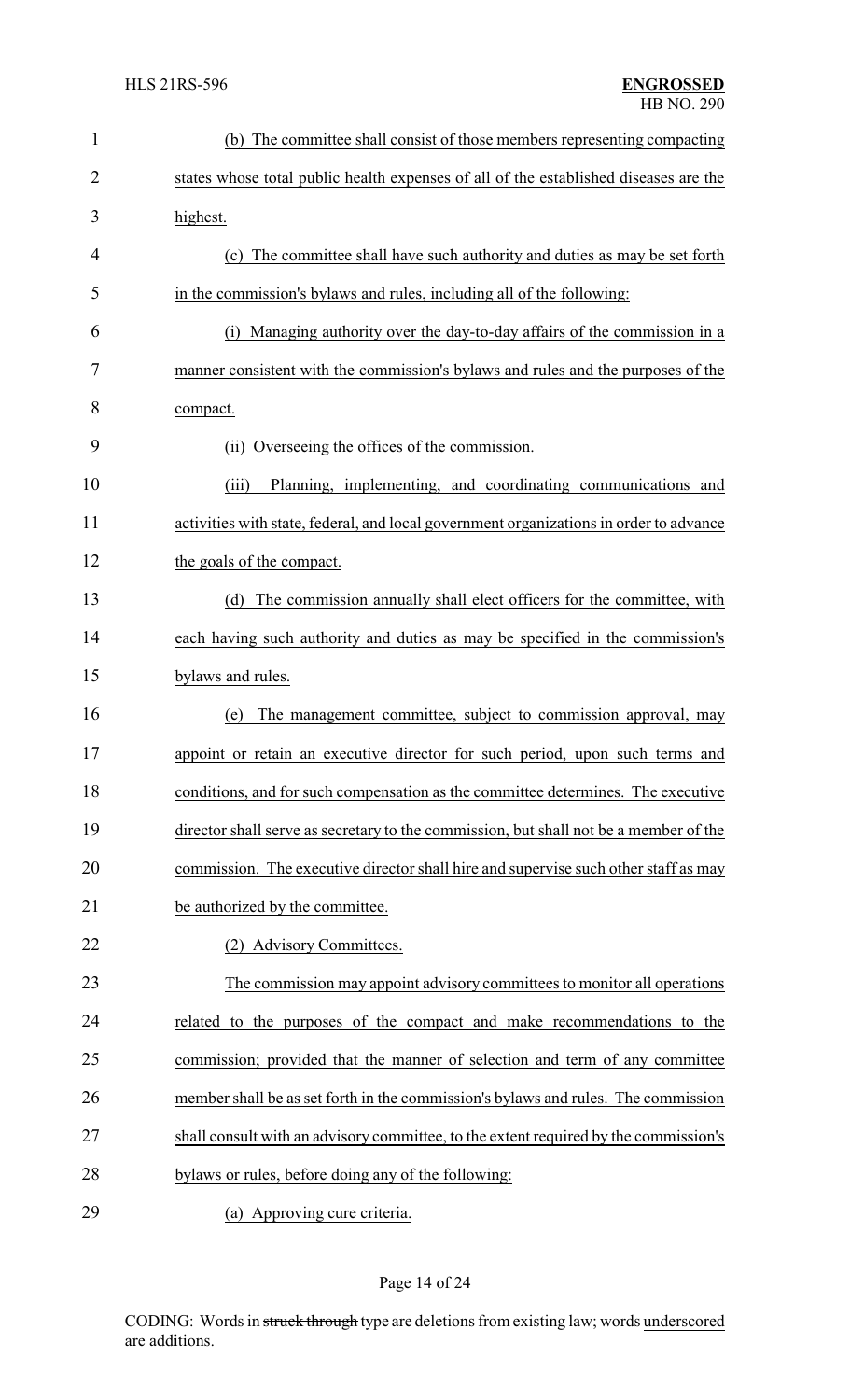(b) The committee shall consist of those members representing compacting states whose total public health expenses of all of the established diseases are the highest.

(c) The committee shall have such authority and duties as may be set forth in the commission's bylaws and rules, including all of the following:

(i) Managing authority over the day-to-day affairs of the commission in a manner consistent with the commission's bylaws and rules and the purposes of the compact.

(ii) Overseeing the offices of the commission.

(iii) Planning, implementing, and coordinating communications and activities with state, federal, and local government organizations in order to advance the goals of the compact.

(d) The commission annually shall elect officers for the committee, with each having such authority and duties as may be specified in the commission's bylaws and rules.

(e) The management committee, subject to commission approval, may appoint or retain an executive director for such period, upon such terms and conditions, and for such compensation as the committee determines. The executive director shall serve as secretary to the commission, but shall not be a member of the commission. The executive director shall hire and supervise such other staff as may be authorized by the committee.

(2) Advisory Committees.

The commission may appoint advisory committees to monitor all operations related to the purposes of the compact and make recommendations to the commission; provided that the manner of selection and term of any committee member shall be as set forth in the commission's bylaws and rules. The commission shall consult with an advisory committee, to the extent required by the commission's bylaws or rules, before doing any of the following:

(a) Approving cure criteria.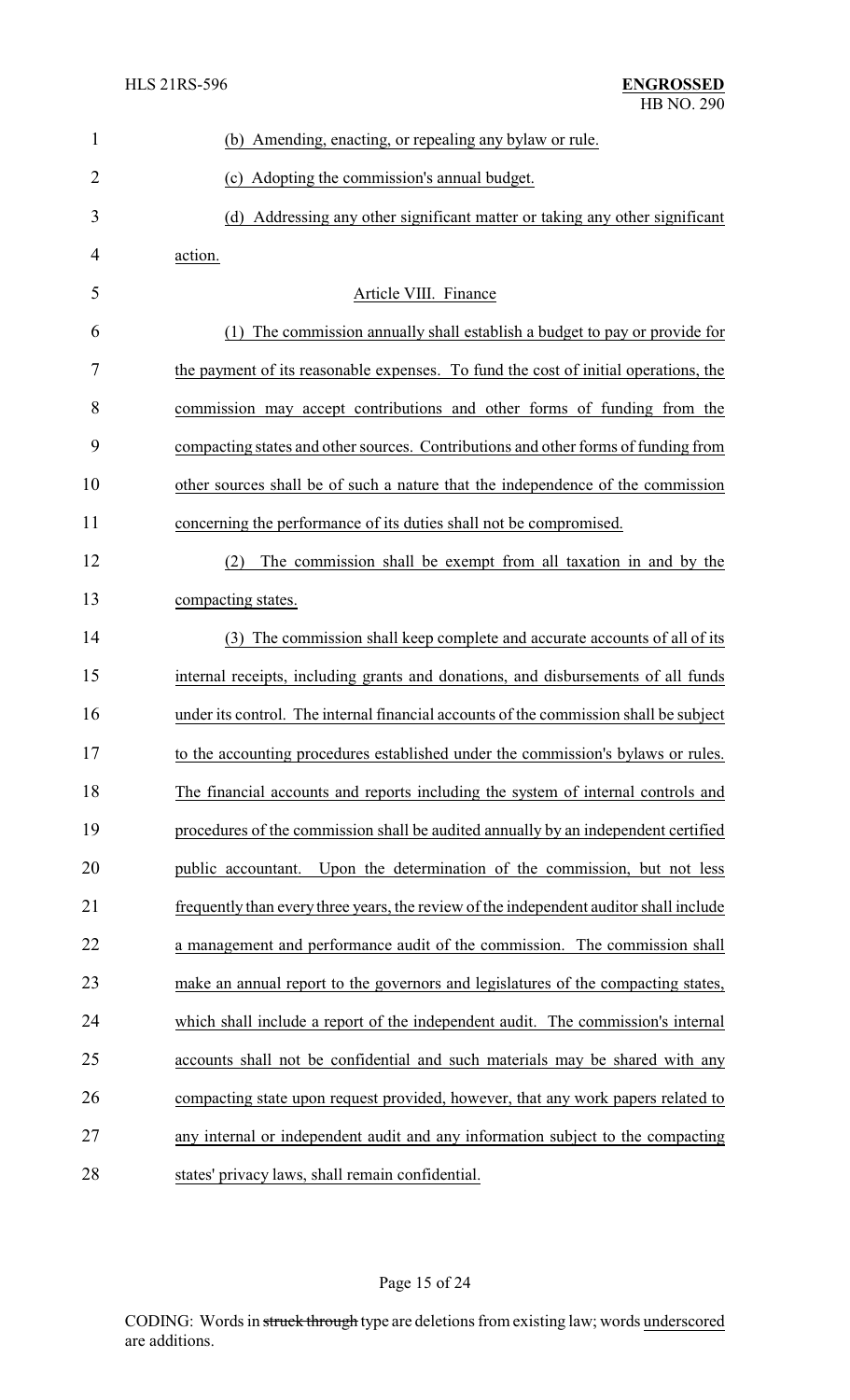(b) Amending, enacting, or repealing any bylaw or rule.

(c) Adopting the commission's annual budget.

(d) Addressing any other significant matter or taking any other significant action.

Article VIII. Finance

(1) The commission annually shall establish a budget to pay or provide for the payment of its reasonable expenses. To fund the cost of initial operations, the commission may accept contributions and other forms of funding from the compacting states and other sources. Contributions and other forms of funding from other sources shall be of such a nature that the independence of the commission concerning the performance of its duties shall not be compromised.

(2) The commission shall be exempt from all taxation in and by the compacting states.

(3) The commission shall keep complete and accurate accounts of all of its internal receipts, including grants and donations, and disbursements of all funds under its control. The internal financial accounts of the commission shall be subject to the accounting procedures established under the commission's bylaws or rules. The financial accounts and reports including the system of internal controls and procedures of the commission shall be audited annually by an independent certified public accountant. Upon the determination of the commission, but not less frequently than every three years, the review of the independent auditor shall include a management and performance audit of the commission. The commission shall make an annual report to the governors and legislatures of the compacting states, which shall include a report of the independent audit. The commission's internal accounts shall not be confidential and such materials may be shared with any compacting state upon request provided, however, that any work papers related to any internal or independent audit and any information subject to the compacting states' privacy laws, shall remain confidential.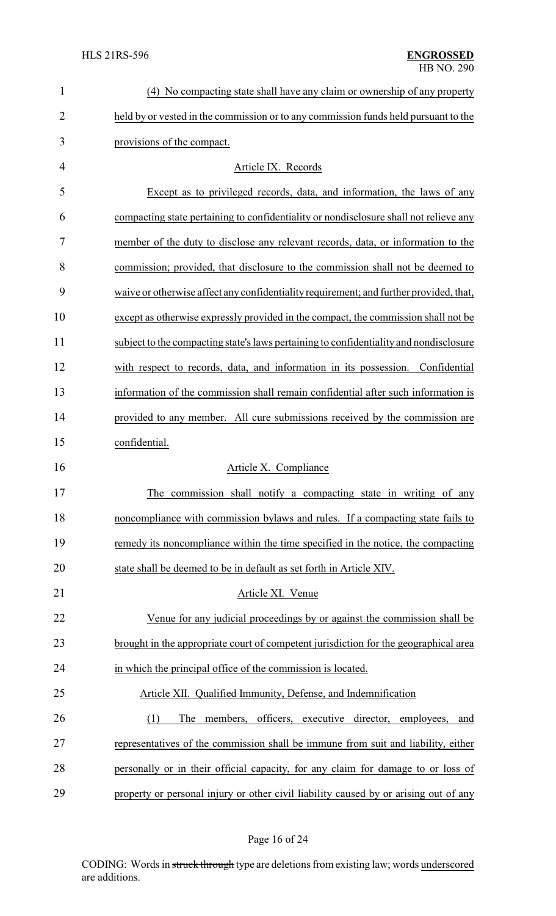(4) No compacting state shall have any claim or ownership of any property held by or vested in the commission or to any commission funds held pursuant to the provisions of the compact.

Article IX. Records

Except as to privileged records, data, and information, the laws of any compacting state pertaining to confidentiality or nondisclosure shall not relieve any member of the duty to disclose any relevant records, data, or information to the commission; provided, that disclosure to the commission shall not be deemed to waive or otherwise affect any confidentiality requirement; and further provided, that, except as otherwise expressly provided in the compact, the commission shall not be subject to the compacting state's laws pertaining to confidentiality and nondisclosure with respect to records, data, and information in its possession. Confidential information of the commission shall remain confidential after such information is provided to any member. All cure submissions received by the commission are confidential.

Article X. Compliance

The commission shall notify a compacting state in writing of any noncompliance with commission bylaws and rules. If a compacting state fails to remedy its noncompliance within the time specified in the notice, the compacting state shall be deemed to be in default as set forth in Article XIV.

Article XI. Venue

Venue for any judicial proceedings by or against the commission shall be brought in the appropriate court of competent jurisdiction for the geographical area in which the principal office of the commission is located.

Article XII. Qualified Immunity, Defense, and Indemnification

(1) The members, officers, executive director, employees, and representatives of the commission shall be immune from suit and liability, either personally or in their official capacity, for any claim for damage to or loss of property or personal injury or other civil liability caused by or arising out of any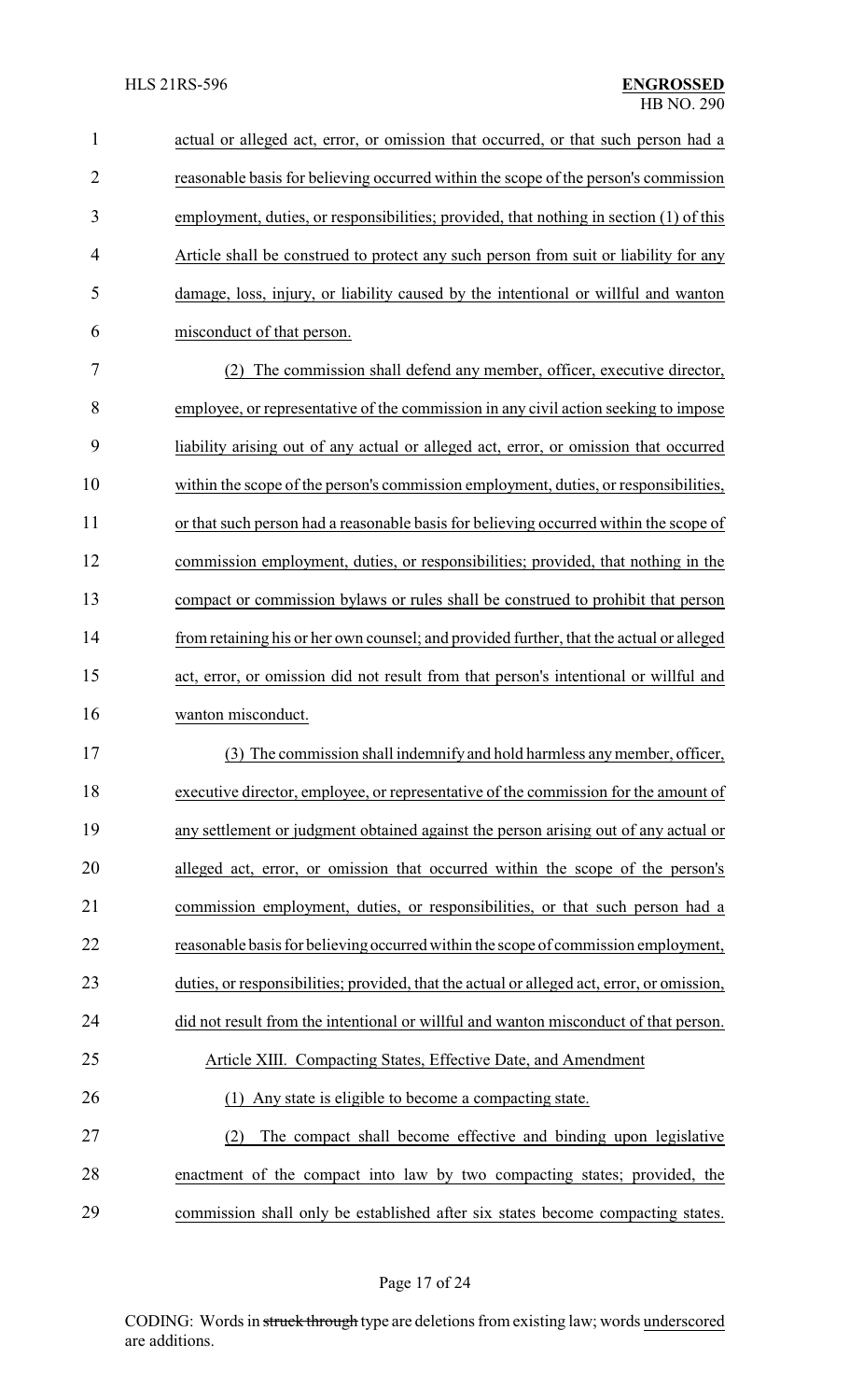actual or alleged act, error, or omission that occurred, or that such person had a reasonable basis for believing occurred within the scope of the person's commission employment, duties, or responsibilities; provided, that nothing in section (1) of this Article shall be construed to protect any such person from suit or liability for any damage, loss, injury, or liability caused by the intentional or willful and wanton misconduct of that person.

(2) The commission shall defend any member, officer, executive director, employee, or representative of the commission in any civil action seeking to impose liability arising out of any actual or alleged act, error, or omission that occurred within the scope of the person's commission employment, duties, or responsibilities, or that such person had a reasonable basis for believing occurred within the scope of commission employment, duties, or responsibilities; provided, that nothing in the compact or commission bylaws or rules shall be construed to prohibit that person from retaining his or her own counsel; and provided further, that the actual or alleged act, error, or omission did not result from that person's intentional or willful and wanton misconduct.

(3) The commission shall indemnify and hold harmless any member, officer, executive director, employee, or representative of the commission for the amount of any settlement or judgment obtained against the person arising out of any actual or alleged act, error, or omission that occurred within the scope of the person's commission employment, duties, or responsibilities, or that such person had a reasonable basis for believing occurred within the scope of commission employment, duties, or responsibilities; provided, that the actual or alleged act, error, or omission, did not result from the intentional or willful and wanton misconduct of that person.

Article XIII. Compacting States, Effective Date, and Amendment

(1) Any state is eligible to become a compacting state.

(2) The compact shall become effective and binding upon legislative enactment of the compact into law by two compacting states; provided, the commission shall only be established after six states become compacting states.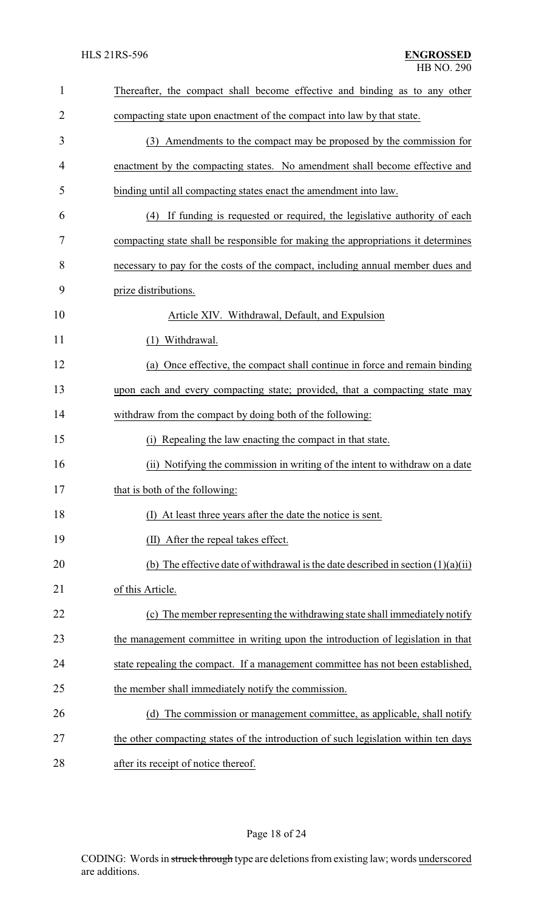Thereafter, the compact shall become effective and binding as to any other compacting state upon enactment of the compact into law by that state.

(3) Amendments to the compact may be proposed by the commission for enactment by the compacting states. No amendment shall become effective and binding until all compacting states enact the amendment into law.

(4) If funding is requested or required, the legislative authority of each compacting state shall be responsible for making the appropriations it determines necessary to pay for the costs of the compact, including annual member dues and prize distributions.

Article XIV. Withdrawal, Default, and Expulsion

(1) Withdrawal.

(a) Once effective, the compact shall continue in force and remain binding upon each and every compacting state; provided, that a compacting state may withdraw from the compact by doing both of the following:

(i) Repealing the law enacting the compact in that state.

(ii) Notifying the commission in writing of the intent to withdraw on a date that is both of the following:

(I) At least three years after the date the notice is sent.

(II) After the repeal takes effect.

(b) The effective date of withdrawal is the date described in section (1)(a)(ii) of this Article.

(c) The member representing the withdrawing state shall immediately notify the management committee in writing upon the introduction of legislation in that state repealing the compact. If a management committee has not been established, the member shall immediately notify the commission.

(d) The commission or management committee, as applicable, shall notify the other compacting states of the introduction of such legislation within ten days after its receipt of notice thereof.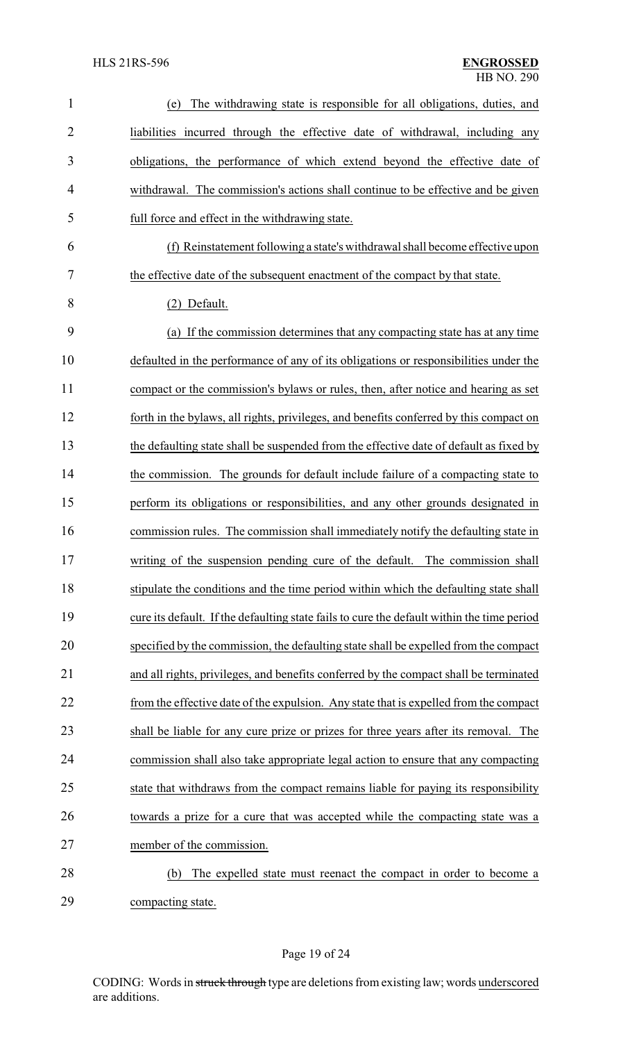(e) The withdrawing state is responsible for all obligations, duties, and liabilities incurred through the effective date of withdrawal, including any obligations, the performance of which extend beyond the effective date of withdrawal. The commission's actions shall continue to be effective and be given full force and effect in the withdrawing state.

(f) Reinstatement following a state's withdrawal shall become effective upon the effective date of the subsequent enactment of the compact by that state.

(2) Default.

(a) If the commission determines that any compacting state has at any time defaulted in the performance of any of its obligations or responsibilities under the compact or the commission's bylaws or rules, then, after notice and hearing as set forth in the bylaws, all rights, privileges, and benefits conferred by this compact on the defaulting state shall be suspended from the effective date of default as fixed by the commission. The grounds for default include failure of a compacting state to perform its obligations or responsibilities, and any other grounds designated in commission rules. The commission shall immediately notify the defaulting state in writing of the suspension pending cure of the default. The commission shall stipulate the conditions and the time period within which the defaulting state shall cure its default. If the defaulting state fails to cure the default within the time period specified by the commission, the defaulting state shall be expelled from the compact and all rights, privileges, and benefits conferred by the compact shall be terminated from the effective date of the expulsion. Any state that is expelled from the compact shall be liable for any cure prize or prizes for three years after its removal. The commission shall also take appropriate legal action to ensure that any compacting state that withdraws from the compact remains liable for paying its responsibility towards a prize for a cure that was accepted while the compacting state was a member of the commission.

(b) The expelled state must reenact the compact in order to become a compacting state.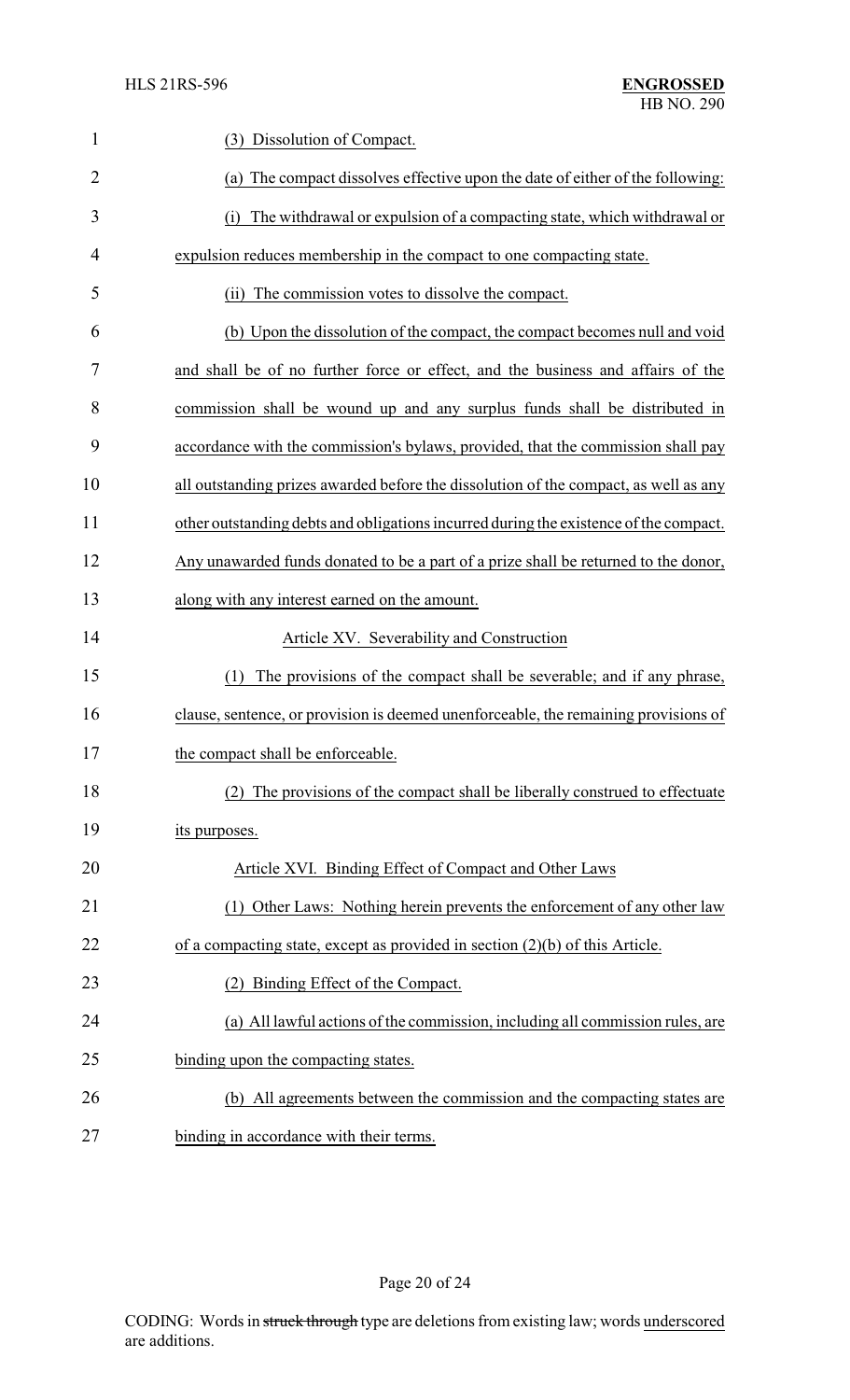(3) Dissolution of Compact.

(a) The compact dissolves effective upon the date of either of the following:

(i) The withdrawal or expulsion of a compacting state, which withdrawal or expulsion reduces membership in the compact to one compacting state.

(ii) The commission votes to dissolve the compact.

(b) Upon the dissolution of the compact, the compact becomes null and void and shall be of no further force or effect, and the business and affairs of the commission shall be wound up and any surplus funds shall be distributed in accordance with the commission's bylaws, provided, that the commission shall pay all outstanding prizes awarded before the dissolution of the compact, as well as any other outstanding debts and obligations incurred during the existence of the compact. Any unawarded funds donated to be a part of a prize shall be returned to the donor, along with any interest earned on the amount.

Article XV. Severability and Construction

(1) The provisions of the compact shall be severable; and if any phrase, clause, sentence, or provision is deemed unenforceable, the remaining provisions of the compact shall be enforceable.

(2) The provisions of the compact shall be liberally construed to effectuate its purposes.

Article XVI. Binding Effect of Compact and Other Laws

(1) Other Laws: Nothing herein prevents the enforcement of any other law of a compacting state, except as provided in section (2)(b) of this Article.

(2) Binding Effect of the Compact.

(a) All lawful actions of the commission, including all commission rules, are binding upon the compacting states.

(b) All agreements between the commission and the compacting states are binding in accordance with their terms.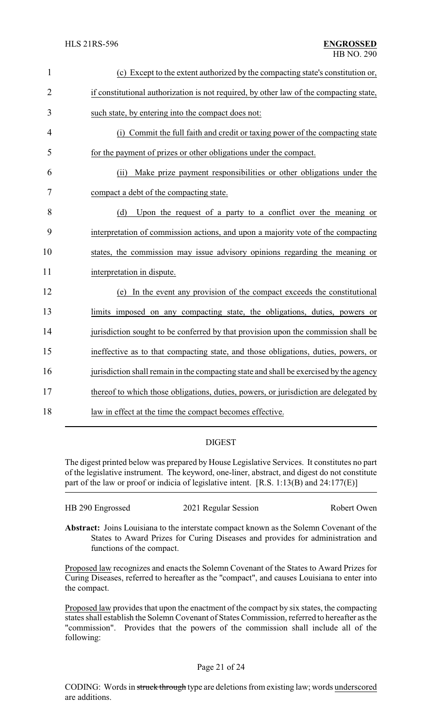(c) Except to the extent authorized by the compacting state's constitution or, if constitutional authorization is not required, by other law of the compacting state, such state, by entering into the compact does not:

(i) Commit the full faith and credit or taxing power of the compacting state for the payment of prizes or other obligations under the compact.

(ii) Make prize payment responsibilities or other obligations under the compact a debt of the compacting state.

(d) Upon the request of a party to a conflict over the meaning or interpretation of commission actions, and upon a majority vote of the compacting states, the commission may issue advisory opinions regarding the meaning or interpretation in dispute.

(e) In the event any provision of the compact exceeds the constitutional limits imposed on any compacting state, the obligations, duties, powers or jurisdiction sought to be conferred by that provision upon the commission shall be ineffective as to that compacting state, and those obligations, duties, powers, or jurisdiction shall remain in the compacting state and shall be exercised by the agency thereof to which those obligations, duties, powers, or jurisdiction are delegated by law in effect at the time the compact becomes effective.

## DIGEST

The digest printed below was prepared by House Legislative Services. It constitutes no part of the legislative instrument. The keyword, one-liner, abstract, and digest do not constitute part of the law or proof or indicia of legislative intent. [R.S. 1:13(B) and 24:177(E)]

HB 290 Engrossed 2021 Regular Session Robert Owen

**Abstract:** Joins Louisiana to the interstate compact known as the Solemn Covenant of the States to Award Prizes for Curing Diseases and provides for administration and functions of the compact.

Proposed law recognizes and enacts the Solemn Covenant of the States to Award Prizes for Curing Diseases, referred to hereafter as the "compact", and causes Louisiana to enter into the compact.

Proposed law provides that upon the enactment of the compact by six states, the compacting states shall establish the Solemn Covenant of States Commission, referred to hereafter as the "commission". Provides that the powers of the commission shall include all of the following: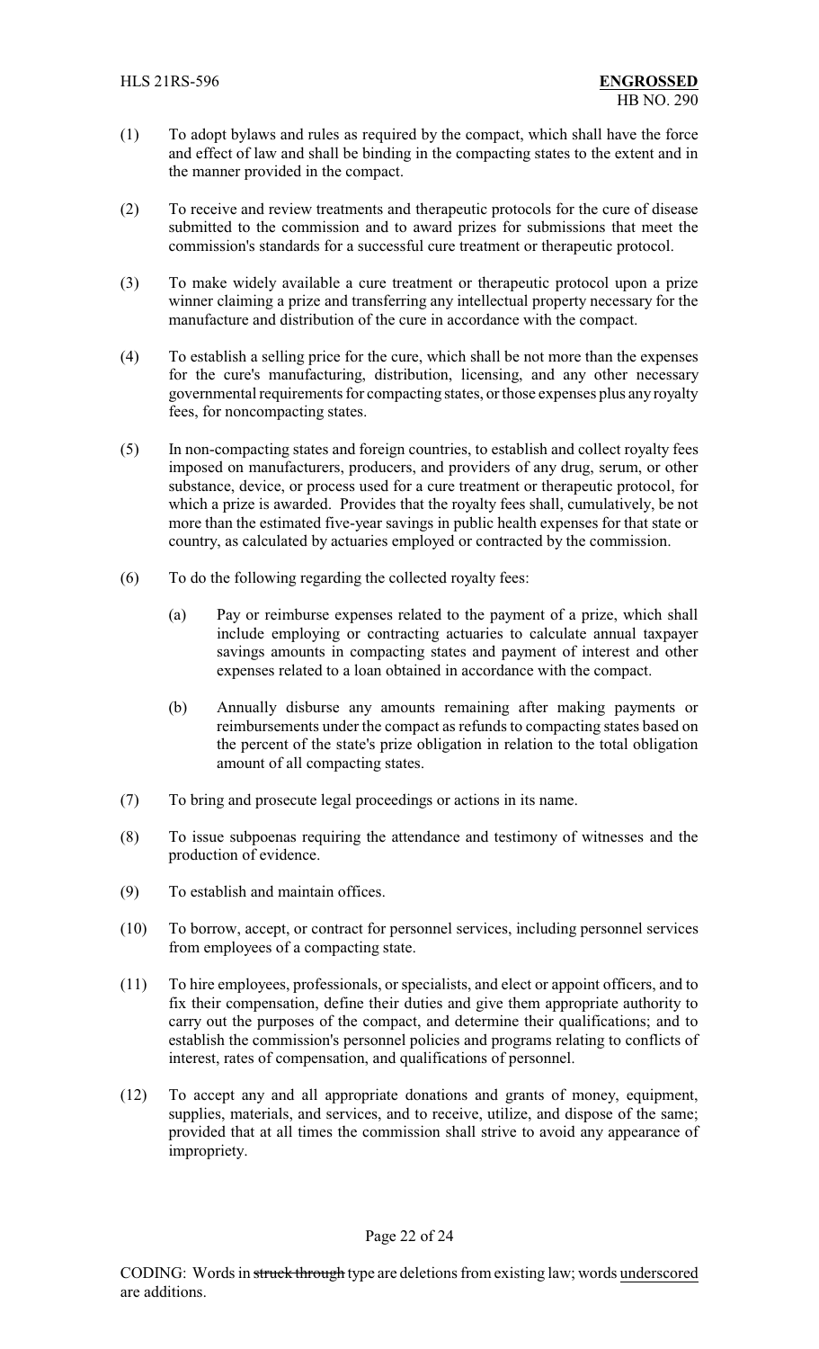(1) To adopt bylaws and rules as required by the compact, which shall have the force and effect of law and shall be binding in the compacting states to the extent and in the manner provided in the compact.

(2) To receive and review treatments and therapeutic protocols for the cure of disease submitted to the commission and to award prizes for submissions that meet the commission's standards for a successful cure treatment or therapeutic protocol.

(3) To make widely available a cure treatment or therapeutic protocol upon a prize winner claiming a prize and transferring any intellectual property necessary for the manufacture and distribution of the cure in accordance with the compact.

(4) To establish a selling price for the cure, which shall be not more than the expenses for the cure's manufacturing, distribution, licensing, and any other necessary governmental requirements for compacting states, or those expenses plus any royalty fees, for noncompacting states.

(5) In non-compacting states and foreign countries, to establish and collect royalty fees imposed on manufacturers, producers, and providers of any drug, serum, or other substance, device, or process used for a cure treatment or therapeutic protocol, for which a prize is awarded. Provides that the royalty fees shall, cumulatively, be not more than the estimated five-year savings in public health expenses for that state or country, as calculated by actuaries employed or contracted by the commission.

(6) To do the following regarding the collected royalty fees:

  (a) Pay or reimburse expenses related to the payment of a prize, which shall include employing or contracting actuaries to calculate annual taxpayer savings amounts in compacting states and payment of interest and other expenses related to a loan obtained in accordance with the compact.

  (b) Annually disburse any amounts remaining after making payments or reimbursements under the compact as refunds to compacting states based on the percent of the state's prize obligation in relation to the total obligation amount of all compacting states.

(7) To bring and prosecute legal proceedings or actions in its name.

(8) To issue subpoenas requiring the attendance and testimony of witnesses and the production of evidence.

(9) To establish and maintain offices.

(10) To borrow, accept, or contract for personnel services, including personnel services from employees of a compacting state.

(11) To hire employees, professionals, or specialists, and elect or appoint officers, and to fix their compensation, define their duties and give them appropriate authority to carry out the purposes of the compact, and determine their qualifications; and to establish the commission's personnel policies and programs relating to conflicts of interest, rates of compensation, and qualifications of personnel.

(12) To accept any and all appropriate donations and grants of money, equipment, supplies, materials, and services, and to receive, utilize, and dispose of the same; provided that at all times the commission shall strive to avoid any appearance of impropriety.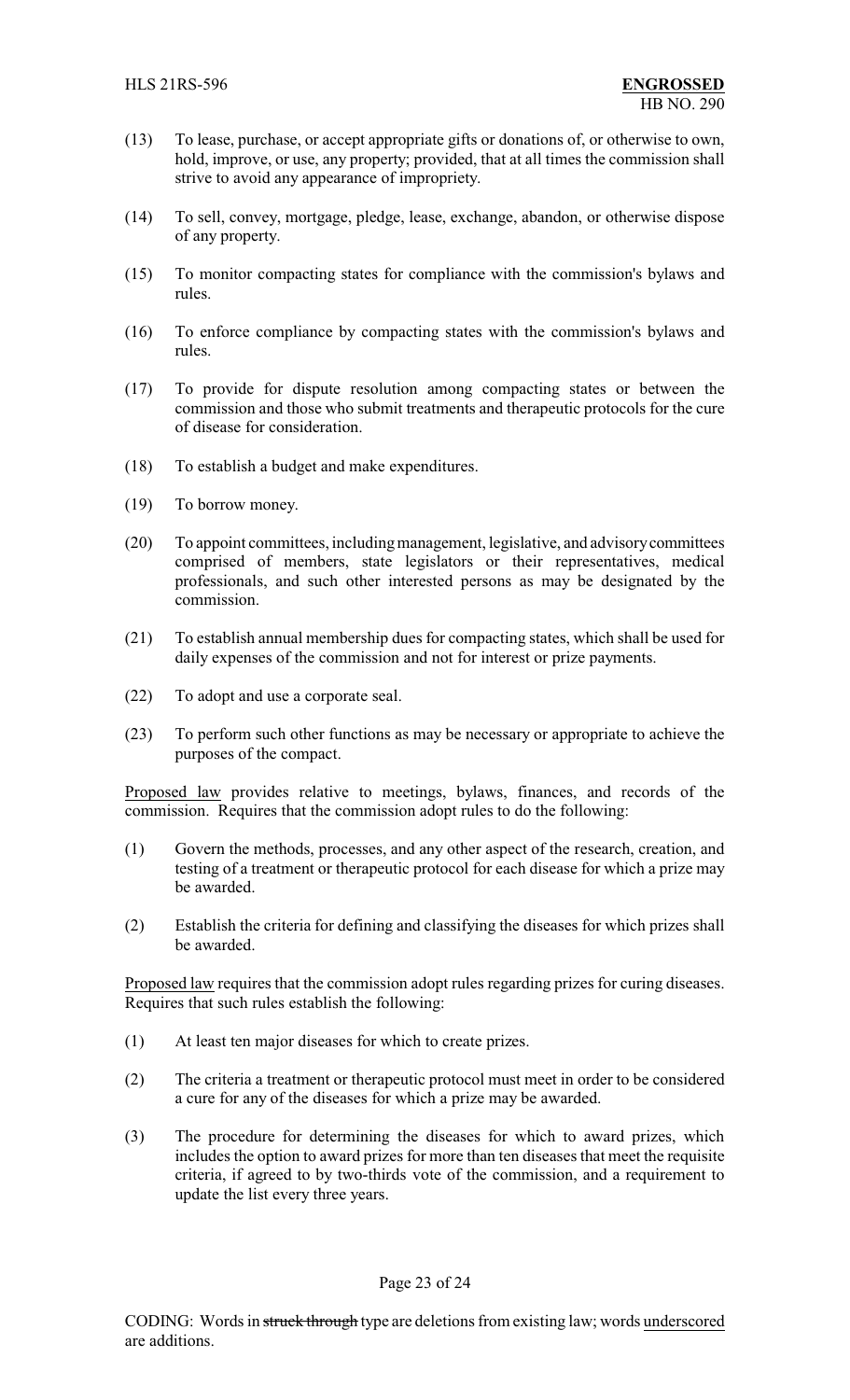(13) To lease, purchase, or accept appropriate gifts or donations of, or otherwise to own, hold, improve, or use, any property; provided, that at all times the commission shall strive to avoid any appearance of impropriety.

(14) To sell, convey, mortgage, pledge, lease, exchange, abandon, or otherwise dispose of any property.

(15) To monitor compacting states for compliance with the commission's bylaws and rules.

(16) To enforce compliance by compacting states with the commission's bylaws and rules.

(17) To provide for dispute resolution among compacting states or between the commission and those who submit treatments and therapeutic protocols for the cure of disease for consideration.

(18) To establish a budget and make expenditures.

(19) To borrow money.

(20) To appoint committees, including management, legislative, and advisory committees comprised of members, state legislators or their representatives, medical professionals, and such other interested persons as may be designated by the commission.

(21) To establish annual membership dues for compacting states, which shall be used for daily expenses of the commission and not for interest or prize payments.

(22) To adopt and use a corporate seal.

(23) To perform such other functions as may be necessary or appropriate to achieve the purposes of the compact.

<u>Proposed law</u> provides relative to meetings, bylaws, finances, and records of the commission. Requires that the commission adopt rules to do the following:

(1) Govern the methods, processes, and any other aspect of the research, creation, and testing of a treatment or therapeutic protocol for each disease for which a prize may be awarded.

(2) Establish the criteria for defining and classifying the diseases for which prizes shall be awarded.

<u>Proposed law</u> requires that the commission adopt rules regarding prizes for curing diseases. Requires that such rules establish the following:

(1) At least ten major diseases for which to create prizes.

(2) The criteria a treatment or therapeutic protocol must meet in order to be considered a cure for any of the diseases for which a prize may be awarded.

(3) The procedure for determining the diseases for which to award prizes, which includes the option to award prizes for more than ten diseases that meet the requisite criteria, if agreed to by two-thirds vote of the commission, and a requirement to update the list every three years.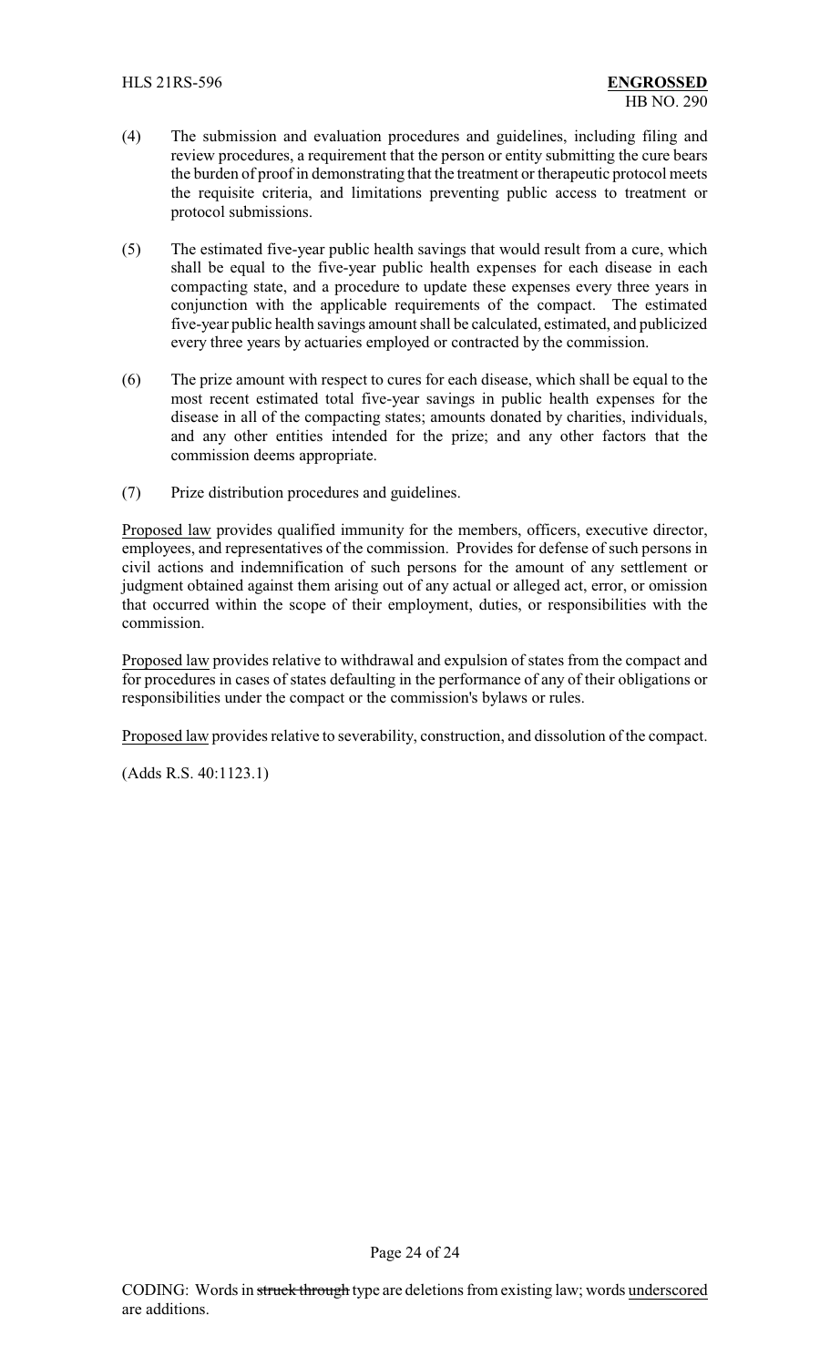(4) The submission and evaluation procedures and guidelines, including filing and review procedures, a requirement that the person or entity submitting the cure bears the burden of proof in demonstrating that the treatment or therapeutic protocol meets the requisite criteria, and limitations preventing public access to treatment or protocol submissions.

(5) The estimated five-year public health savings that would result from a cure, which shall be equal to the five-year public health expenses for each disease in each compacting state, and a procedure to update these expenses every three years in conjunction with the applicable requirements of the compact. The estimated five-year public health savings amount shall be calculated, estimated, and publicized every three years by actuaries employed or contracted by the commission.

(6) The prize amount with respect to cures for each disease, which shall be equal to the most recent estimated total five-year savings in public health expenses for the disease in all of the compacting states; amounts donated by charities, individuals, and any other entities intended for the prize; and any other factors that the commission deems appropriate.

(7) Prize distribution procedures and guidelines.

Proposed law provides qualified immunity for the members, officers, executive director, employees, and representatives of the commission. Provides for defense of such persons in civil actions and indemnification of such persons for the amount of any settlement or judgment obtained against them arising out of any actual or alleged act, error, or omission that occurred within the scope of their employment, duties, or responsibilities with the commission.

Proposed law provides relative to withdrawal and expulsion of states from the compact and for procedures in cases of states defaulting in the performance of any of their obligations or responsibilities under the compact or the commission's bylaws or rules.

Proposed law provides relative to severability, construction, and dissolution of the compact.

(Adds R.S. 40:1123.1)